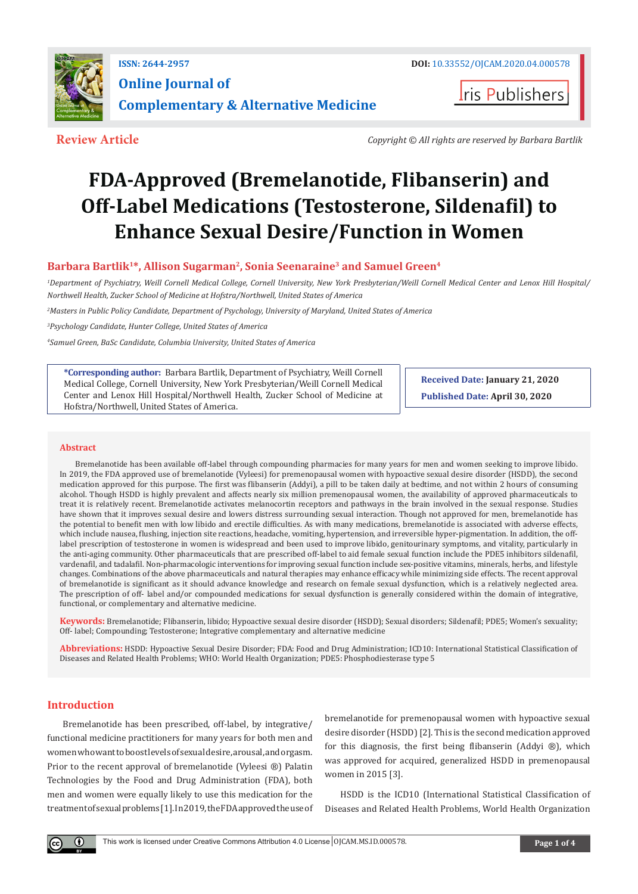ISSN: 2644-2957

DOI: 10.33552/OJCAM.2020.04.000578

# Online Journal of Complementary & Alternative Medicine

Iris Publishers

**Review Article**

*Copyright © All rights are reserved by Barbara Bartlik*

# FDA-Approved (Bremelanotide, Flibanserin) and Off-Label Medications (Testosterone, Sildenafil) to Enhance Sexual Desire/Function in Women

**Barbara Bartlik[1]*, Allison Sugarman[2], Sonia Seenaraine[3] and Samuel Green[4]**

*[1]Department of Psychiatry, Weill Cornell Medical College, Cornell University, New York Presbyterian/Weill Cornell Medical Center and Lenox Hill Hospital/ Northwell Health, Zucker School of Medicine at Hofstra/Northwell, United States of America*

*[2]Masters in Public Policy Candidate, Department of Psychology, University of Maryland, United States of America*

*[3]Psychology Candidate, Hunter College, United States of America*

*[4]Samuel Green, BaSc Candidate, Columbia University, United States of America*

**\*Corresponding author:** Barbara Bartlik, Department of Psychiatry, Weill Cornell Medical College, Cornell University, New York Presbyterian/Weill Cornell Medical Center and Lenox Hill Hospital/Northwell Health, Zucker School of Medicine at Hofstra/Northwell, United States of America.

**Received Date:** January 21, 2020

**Published Date:** April 30, 2020

## Abstract

Bremelanotide has been available off-label through compounding pharmacies for many years for men and women seeking to improve libido. In 2019, the FDA approved use of bremelanotide (Vyleesi) for premenopausal women with hypoactive sexual desire disorder (HSDD), the second medication approved for this purpose. The first was flibanserin (Addyi), a pill to be taken daily at bedtime, and not within 2 hours of consuming alcohol. Though HSDD is highly prevalent and affects nearly six million premenopausal women, the availability of approved pharmaceuticals to treat it is relatively recent. Bremelanotide activates melanocortin receptors and pathways in the brain involved in the sexual response. Studies have shown that it improves sexual desire and lowers distress surrounding sexual interaction. Though not approved for men, bremelanotide has the potential to benefit men with low libido and erectile difficulties. As with many medications, bremelanotide is associated with adverse effects, which include nausea, flushing, injection site reactions, headache, vomiting, hypertension, and irreversible hyper-pigmentation. In addition, the off-label prescription of testosterone in women is widespread and been used to improve libido, genitourinary symptoms, and vitality, particularly in the anti-aging community. Other pharmaceuticals that are prescribed off-label to aid female sexual function include the PDE5 inhibitors sildenafil, vardenafil, and tadalafil. Non-pharmacologic interventions for improving sexual function include sex-positive vitamins, minerals, herbs, and lifestyle changes. Combinations of the above pharmaceuticals and natural therapies may enhance efficacy while minimizing side effects. The recent approval of bremelanotide is significant as it should advance knowledge and research on female sexual dysfunction, which is a relatively neglected area. The prescription of off- label and/or compounded medications for sexual dysfunction is generally considered within the domain of integrative, functional, or complementary and alternative medicine.

**Keywords:** Bremelanotide; Flibanserin, libido; Hypoactive sexual desire disorder (HSDD); Sexual disorders; Sildenafil; PDE5; Women's sexuality; Off- label; Compounding; Testosterone; Integrative complementary and alternative medicine

**Abbreviations:** HSDD: Hypoactive Sexual Desire Disorder; FDA: Food and Drug Administration; ICD10: International Statistical Classification of Diseases and Related Health Problems; WHO: World Health Organization; PDE5: Phosphodiesterase type 5

## Introduction

Bremelanotide has been prescribed, off-label, by integrative/ functional medicine practitioners for many years for both men and women who want to boost levels of sexual desire, arousal, and orgasm. Prior to the recent approval of bremelanotide (Vyleesi ®) Palatin Technologies by the Food and Drug Administration (FDA), both men and women were equally likely to use this medication for the treatment of sexual problems [1]. In 2019, the FDA approved the use of bremelanotide for premenopausal women with hypoactive sexual desire disorder (HSDD) [2]. This is the second medication approved for this diagnosis, the first being flibanserin (Addyi ®), which was approved for acquired, generalized HSDD in premenopausal women in 2015 [3].

HSDD is the ICD10 (International Statistical Classification of Diseases and Related Health Problems, World Health Organization

This work is licensed under Creative Commons Attribution 4.0 License | OJCAM.MS.ID.000578.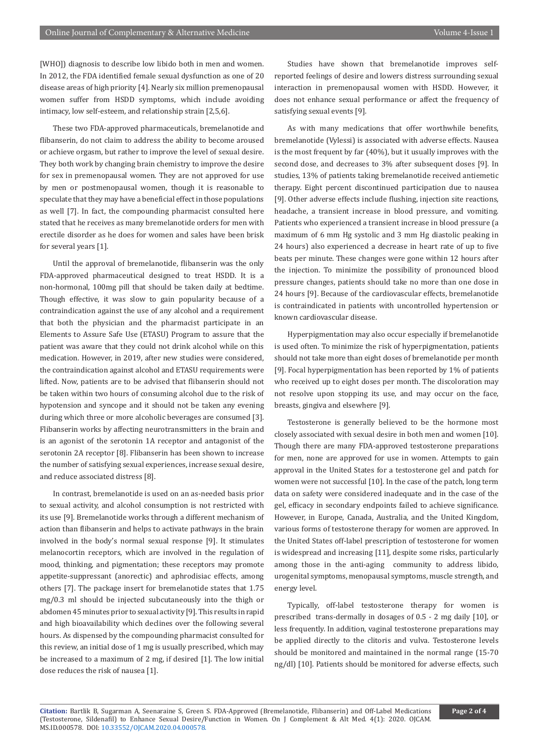[WHO]) diagnosis to describe low libido both in men and women. In 2012, the FDA identified female sexual dysfunction as one of 20 disease areas of high priority [4]. Nearly six million premenopausal women suffer from HSDD symptoms, which include avoiding intimacy, low self-esteem, and relationship strain [2,5,6].

These two FDA-approved pharmaceuticals, bremelanotide and flibanserin, do not claim to address the ability to become aroused or achieve orgasm, but rather to improve the level of sexual desire. They both work by changing brain chemistry to improve the desire for sex in premenopausal women. They are not approved for use by men or postmenopausal women, though it is reasonable to speculate that they may have a beneficial effect in those populations as well [7]. In fact, the compounding pharmacist consulted here stated that he receives as many bremelanotide orders for men with erectile disorder as he does for women and sales have been brisk for several years [1].

Until the approval of bremelanotide, flibanserin was the only FDA-approved pharmaceutical designed to treat HSDD. It is a non-hormonal, 100mg pill that should be taken daily at bedtime. Though effective, it was slow to gain popularity because of a contraindication against the use of any alcohol and a requirement that both the physician and the pharmacist participate in an Elements to Assure Safe Use (ETASU) Program to assure that the patient was aware that they could not drink alcohol while on this medication. However, in 2019, after new studies were considered, the contraindication against alcohol and ETASU requirements were lifted. Now, patients are to be advised that flibanserin should not be taken within two hours of consuming alcohol due to the risk of hypotension and syncope and it should not be taken any evening during which three or more alcoholic beverages are consumed [3]. Flibanserin works by affecting neurotransmitters in the brain and is an agonist of the serotonin 1A receptor and antagonist of the serotonin 2A receptor [8]. Flibanserin has been shown to increase the number of satisfying sexual experiences, increase sexual desire, and reduce associated distress [8].

In contrast, bremelanotide is used on an as-needed basis prior to sexual activity, and alcohol consumption is not restricted with its use [9]. Bremelanotide works through a different mechanism of action than flibanserin and helps to activate pathways in the brain involved in the body's normal sexual response [9]. It stimulates melanocortin receptors, which are involved in the regulation of mood, thinking, and pigmentation; these receptors may promote appetite-suppressant (anorectic) and aphrodisiac effects, among others [7]. The package insert for bremelanotide states that 1.75 mg/0.3 ml should be injected subcutaneously into the thigh or abdomen 45 minutes prior to sexual activity [9]. This results in rapid and high bioavailability which declines over the following several hours. As dispensed by the compounding pharmacist consulted for this review, an initial dose of 1 mg is usually prescribed, which may be increased to a maximum of 2 mg, if desired [1]. The low initial dose reduces the risk of nausea [1].

Studies have shown that bremelanotide improves self-reported feelings of desire and lowers distress surrounding sexual interaction in premenopausal women with HSDD. However, it does not enhance sexual performance or affect the frequency of satisfying sexual events [9].

As with many medications that offer worthwhile benefits, bremelanotide (Vylessi) is associated with adverse effects. Nausea is the most frequent by far (40%), but it usually improves with the second dose, and decreases to 3% after subsequent doses [9]. In studies, 13% of patients taking bremelanotide received antiemetic therapy. Eight percent discontinued participation due to nausea [9]. Other adverse effects include flushing, injection site reactions, headache, a transient increase in blood pressure, and vomiting. Patients who experienced a transient increase in blood pressure (a maximum of 6 mm Hg systolic and 3 mm Hg diastolic peaking in 24 hours) also experienced a decrease in heart rate of up to five beats per minute. These changes were gone within 12 hours after the injection. To minimize the possibility of pronounced blood pressure changes, patients should take no more than one dose in 24 hours [9]. Because of the cardiovascular effects, bremelanotide is contraindicated in patients with uncontrolled hypertension or known cardiovascular disease.

Hyperpigmentation may also occur especially if bremelanotide is used often. To minimize the risk of hyperpigmentation, patients should not take more than eight doses of bremelanotide per month [9]. Focal hyperpigmentation has been reported by 1% of patients who received up to eight doses per month. The discoloration may not resolve upon stopping its use, and may occur on the face, breasts, gingiva and elsewhere [9].

Testosterone is generally believed to be the hormone most closely associated with sexual desire in both men and women [10]. Though there are many FDA-approved testosterone preparations for men, none are approved for use in women. Attempts to gain approval in the United States for a testosterone gel and patch for women were not successful [10]. In the case of the patch, long term data on safety were considered inadequate and in the case of the gel, efficacy in secondary endpoints failed to achieve significance. However, in Europe, Canada, Australia, and the United Kingdom, various forms of testosterone therapy for women are approved. In the United States off-label prescription of testosterone for women is widespread and increasing [11], despite some risks, particularly among those in the anti-aging community to address libido, urogenital symptoms, menopausal symptoms, muscle strength, and energy level.

Typically, off-label testosterone therapy for women is prescribed trans-dermally in dosages of 0.5 - 2 mg daily [10], or less frequently. In addition, vaginal testosterone preparations may be applied directly to the clitoris and vulva. Testosterone levels should be monitored and maintained in the normal range (15-70 ng/dl) [10]. Patients should be monitored for adverse effects, such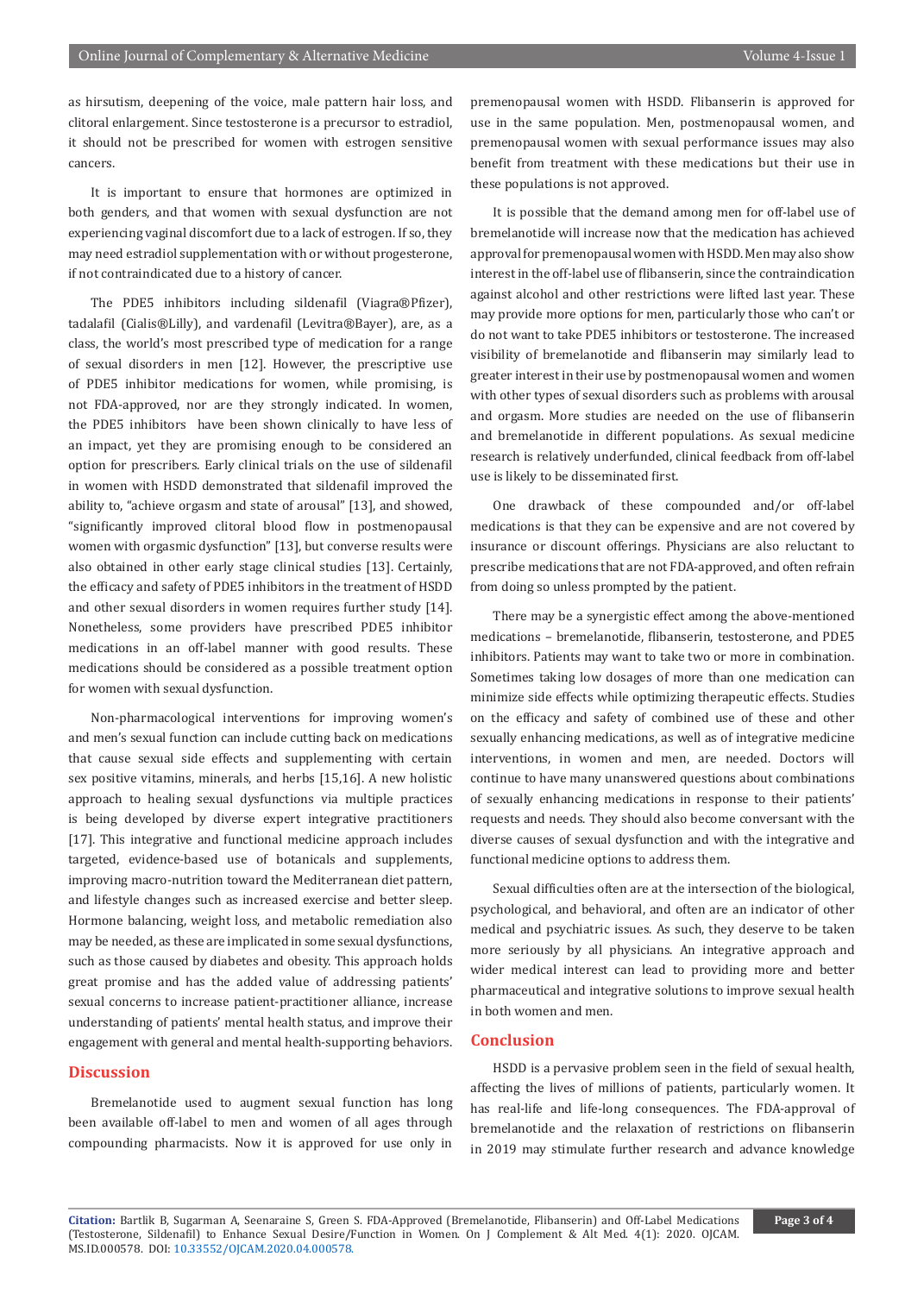as hirsutism, deepening of the voice, male pattern hair loss, and clitoral enlargement. Since testosterone is a precursor to estradiol, it should not be prescribed for women with estrogen sensitive cancers.

It is important to ensure that hormones are optimized in both genders, and that women with sexual dysfunction are not experiencing vaginal discomfort due to a lack of estrogen. If so, they may need estradiol supplementation with or without progesterone, if not contraindicated due to a history of cancer.

The PDE5 inhibitors including sildenafil (Viagra®Pfizer), tadalafil (Cialis®Lilly), and vardenafil (Levitra®Bayer), are, as a class, the world's most prescribed type of medication for a range of sexual disorders in men [12]. However, the prescriptive use of PDE5 inhibitor medications for women, while promising, is not FDA-approved, nor are they strongly indicated. In women, the PDE5 inhibitors have been shown clinically to have less of an impact, yet they are promising enough to be considered an option for prescribers. Early clinical trials on the use of sildenafil in women with HSDD demonstrated that sildenafil improved the ability to, "achieve orgasm and state of arousal" [13], and showed, "significantly improved clitoral blood flow in postmenopausal women with orgasmic dysfunction" [13], but converse results were also obtained in other early stage clinical studies [13]. Certainly, the efficacy and safety of PDE5 inhibitors in the treatment of HSDD and other sexual disorders in women requires further study [14]. Nonetheless, some providers have prescribed PDE5 inhibitor medications in an off-label manner with good results. These medications should be considered as a possible treatment option for women with sexual dysfunction.

Non-pharmacological interventions for improving women's and men's sexual function can include cutting back on medications that cause sexual side effects and supplementing with certain sex positive vitamins, minerals, and herbs [15,16]. A new holistic approach to healing sexual dysfunctions via multiple practices is being developed by diverse expert integrative practitioners [17]. This integrative and functional medicine approach includes targeted, evidence-based use of botanicals and supplements, improving macro-nutrition toward the Mediterranean diet pattern, and lifestyle changes such as increased exercise and better sleep. Hormone balancing, weight loss, and metabolic remediation also may be needed, as these are implicated in some sexual dysfunctions, such as those caused by diabetes and obesity. This approach holds great promise and has the added value of addressing patients' sexual concerns to increase patient-practitioner alliance, increase understanding of patients' mental health status, and improve their engagement with general and mental health-supporting behaviors.

## Discussion

Bremelanotide used to augment sexual function has long been available off-label to men and women of all ages through compounding pharmacists. Now it is approved for use only in premenopausal women with HSDD. Flibanserin is approved for use in the same population. Men, postmenopausal women, and premenopausal women with sexual performance issues may also benefit from treatment with these medications but their use in these populations is not approved.

It is possible that the demand among men for off-label use of bremelanotide will increase now that the medication has achieved approval for premenopausal women with HSDD. Men may also show interest in the off-label use of flibanserin, since the contraindication against alcohol and other restrictions were lifted last year. These may provide more options for men, particularly those who can't or do not want to take PDE5 inhibitors or testosterone. The increased visibility of bremelanotide and flibanserin may similarly lead to greater interest in their use by postmenopausal women and women with other types of sexual disorders such as problems with arousal and orgasm. More studies are needed on the use of flibanserin and bremelanotide in different populations. As sexual medicine research is relatively underfunded, clinical feedback from off-label use is likely to be disseminated first.

One drawback of these compounded and/or off-label medications is that they can be expensive and are not covered by insurance or discount offerings. Physicians are also reluctant to prescribe medications that are not FDA-approved, and often refrain from doing so unless prompted by the patient.

There may be a synergistic effect among the above-mentioned medications – bremelanotide, flibanserin, testosterone, and PDE5 inhibitors. Patients may want to take two or more in combination. Sometimes taking low dosages of more than one medication can minimize side effects while optimizing therapeutic effects. Studies on the efficacy and safety of combined use of these and other sexually enhancing medications, as well as of integrative medicine interventions, in women and men, are needed. Doctors will continue to have many unanswered questions about combinations of sexually enhancing medications in response to their patients' requests and needs. They should also become conversant with the diverse causes of sexual dysfunction and with the integrative and functional medicine options to address them.

Sexual difficulties often are at the intersection of the biological, psychological, and behavioral, and often are an indicator of other medical and psychiatric issues. As such, they deserve to be taken more seriously by all physicians. An integrative approach and wider medical interest can lead to providing more and better pharmaceutical and integrative solutions to improve sexual health in both women and men.

## Conclusion

HSDD is a pervasive problem seen in the field of sexual health, affecting the lives of millions of patients, particularly women. It has real-life and life-long consequences. The FDA-approval of bremelanotide and the relaxation of restrictions on flibanserin in 2019 may stimulate further research and advance knowledge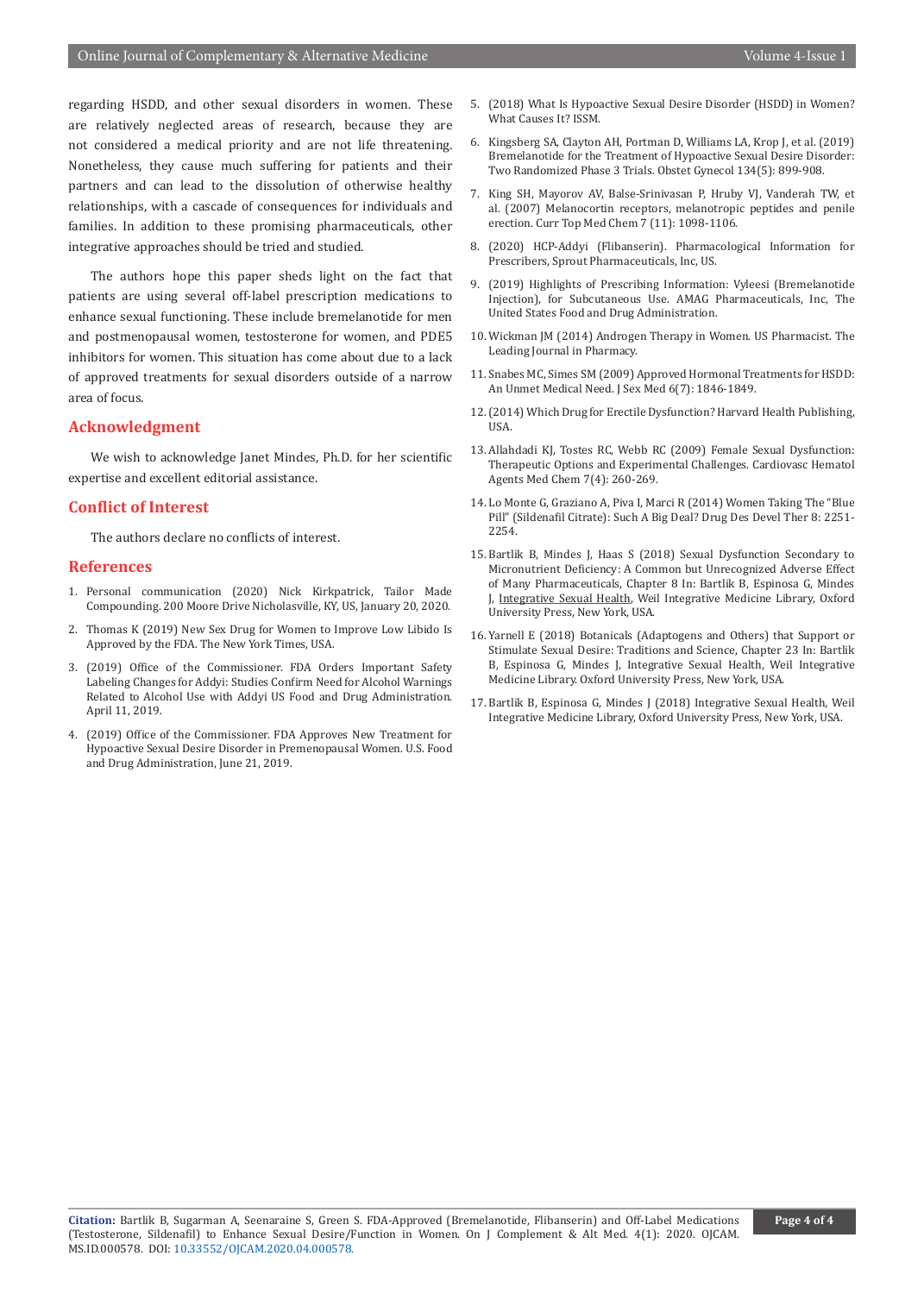regarding HSDD, and other sexual disorders in women. These are relatively neglected areas of research, because they are not considered a medical priority and are not life threatening. Nonetheless, they cause much suffering for patients and their partners and can lead to the dissolution of otherwise healthy relationships, with a cascade of consequences for individuals and families. In addition to these promising pharmaceuticals, other integrative approaches should be tried and studied.

The authors hope this paper sheds light on the fact that patients are using several off-label prescription medications to enhance sexual functioning. These include bremelanotide for men and postmenopausal women, testosterone for women, and PDE5 inhibitors for women. This situation has come about due to a lack of approved treatments for sexual disorders outside of a narrow area of focus.

## Acknowledgment

We wish to acknowledge Janet Mindes, Ph.D. for her scientific expertise and excellent editorial assistance.

## Conflict of Interest

The authors declare no conflicts of interest.

## References

1. Personal communication (2020) Nick Kirkpatrick, Tailor Made Compounding. 200 Moore Drive Nicholasville, KY, US, January 20, 2020.
2. Thomas K (2019) New Sex Drug for Women to Improve Low Libido Is Approved by the FDA. The New York Times, USA.
3. (2019) Office of the Commissioner. FDA Orders Important Safety Labeling Changes for Addyi: Studies Confirm Need for Alcohol Warnings Related to Alcohol Use with Addyi US Food and Drug Administration. April 11, 2019.
4. (2019) Office of the Commissioner. FDA Approves New Treatment for Hypoactive Sexual Desire Disorder in Premenopausal Women. U.S. Food and Drug Administration, June 21, 2019.
5. (2018) What Is Hypoactive Sexual Desire Disorder (HSDD) in Women? What Causes It? ISSM.
6. Kingsberg SA, Clayton AH, Portman D, Williams LA, Krop J, et al. (2019) Bremelanotide for the Treatment of Hypoactive Sexual Desire Disorder: Two Randomized Phase 3 Trials. Obstet Gynecol 134(5): 899-908.
7. King SH, Mayorov AV, Balse-Srinivasan P, Hruby VJ, Vanderah TW, et al. (2007) Melanocortin receptors, melanotropic peptides and penile erection. Curr Top Med Chem 7 (11): 1098-1106.
8. (2020) HCP-Addyi (Flibanserin). Pharmacological Information for Prescribers, Sprout Pharmaceuticals, Inc, US.
9. (2019) Highlights of Prescribing Information: Vyleesi (Bremelanotide Injection), for Subcutaneous Use. AMAG Pharmaceuticals, Inc, The United States Food and Drug Administration.
10. Wickman JM (2014) Androgen Therapy in Women. US Pharmacist. The Leading Journal in Pharmacy.
11. Snabes MC, Simes SM (2009) Approved Hormonal Treatments for HSDD: An Unmet Medical Need. J Sex Med 6(7): 1846-1849.
12. (2014) Which Drug for Erectile Dysfunction? Harvard Health Publishing, USA.
13. Allahdadi KJ, Tostes RC, Webb RC (2009) Female Sexual Dysfunction: Therapeutic Options and Experimental Challenges. Cardiovasc Hematol Agents Med Chem 7(4): 260-269.
14. Lo Monte G, Graziano A, Piva I, Marci R (2014) Women Taking The "Blue Pill" (Sildenafil Citrate): Such A Big Deal? Drug Des Devel Ther 8: 2251-2254.
15. Bartlik B, Mindes J, Haas S (2018) Sexual Dysfunction Secondary to Micronutrient Deficiency: A Common but Unrecognized Adverse Effect of Many Pharmaceuticals, Chapter 8 In: Bartlik B, Espinosa G, Mindes J, Integrative Sexual Health, Weil Integrative Medicine Library, Oxford University Press, New York, USA.
16. Yarnell E (2018) Botanicals (Adaptogens and Others) that Support or Stimulate Sexual Desire: Traditions and Science, Chapter 23 In: Bartlik B, Espinosa G, Mindes J, Integrative Sexual Health, Weil Integrative Medicine Library. Oxford University Press, New York, USA.
17. Bartlik B, Espinosa G, Mindes J (2018) Integrative Sexual Health, Weil Integrative Medicine Library, Oxford University Press, New York, USA.